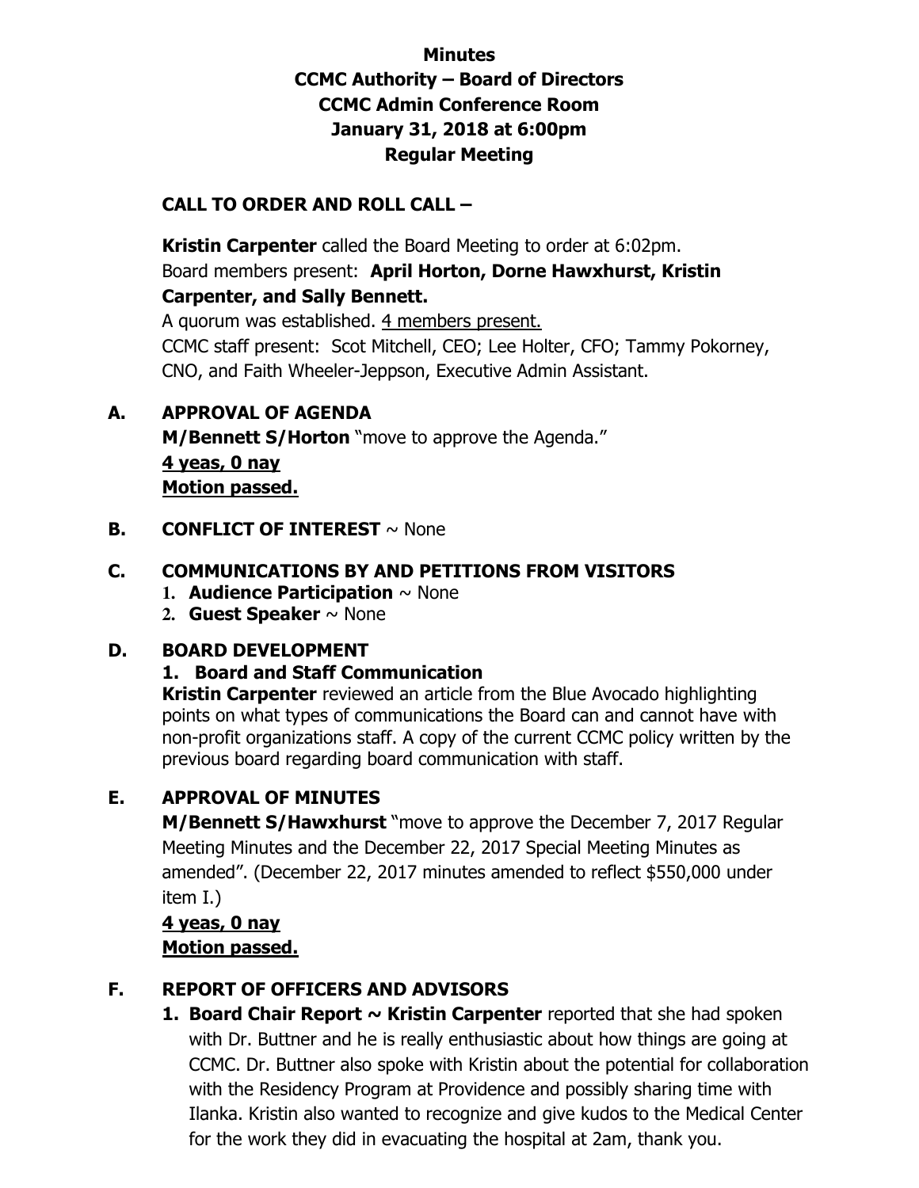**Minutes**
**CCMC Authority – Board of Directors**
**CCMC Admin Conference Room**
**January 31, 2018 at 6:00pm**
**Regular Meeting**

**CALL TO ORDER AND ROLL CALL –**

**Kristin Carpenter** called the Board Meeting to order at 6:02pm.
Board members present: **April Horton, Dorne Hawxhurst, Kristin Carpenter, and Sally Bennett.**
A quorum was established. <u>4 members present.</u>
CCMC staff present: Scot Mitchell, CEO; Lee Holter, CFO; Tammy Pokorney, CNO, and Faith Wheeler-Jeppson, Executive Admin Assistant.

**A. APPROVAL OF AGENDA**

**M/Bennett S/Horton** "move to approve the Agenda."
**<u>4 yeas, 0 nay</u>**
**<u>Motion passed.</u>**

**B. CONFLICT OF INTEREST** ~ None

**C. COMMUNICATIONS BY AND PETITIONS FROM VISITORS**

1. **Audience Participation** ~ None
2. **Guest Speaker** ~ None

**D. BOARD DEVELOPMENT**

**1. Board and Staff Communication**
**Kristin Carpenter** reviewed an article from the Blue Avocado highlighting points on what types of communications the Board can and cannot have with non-profit organizations staff. A copy of the current CCMC policy written by the previous board regarding board communication with staff.

**E. APPROVAL OF MINUTES**

**M/Bennett S/Hawxhurst** "move to approve the December 7, 2017 Regular Meeting Minutes and the December 22, 2017 Special Meeting Minutes as amended". (December 22, 2017 minutes amended to reflect $550,000 under item I.)

**<u>4 yeas, 0 nay</u>**
**<u>Motion passed.</u>**

**F. REPORT OF OFFICERS AND ADVISORS**

1. **Board Chair Report ~ Kristin Carpenter** reported that she had spoken with Dr. Buttner and he is really enthusiastic about how things are going at CCMC. Dr. Buttner also spoke with Kristin about the potential for collaboration with the Residency Program at Providence and possibly sharing time with Ilanka. Kristin also wanted to recognize and give kudos to the Medical Center for the work they did in evacuating the hospital at 2am, thank you.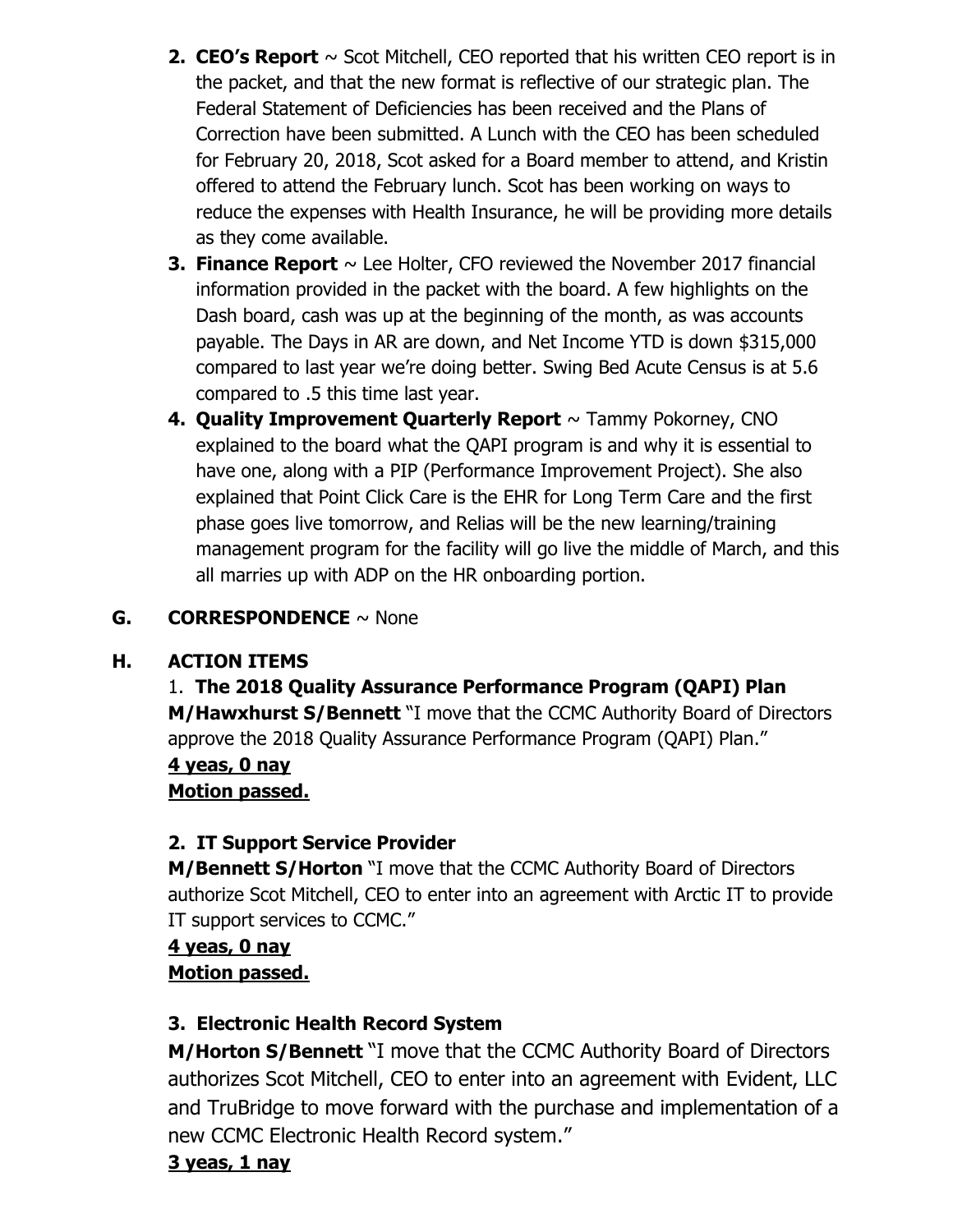2. **CEO's Report** ~ Scot Mitchell, CEO reported that his written CEO report is in the packet, and that the new format is reflective of our strategic plan. The Federal Statement of Deficiencies has been received and the Plans of Correction have been submitted. A Lunch with the CEO has been scheduled for February 20, 2018, Scot asked for a Board member to attend, and Kristin offered to attend the February lunch. Scot has been working on ways to reduce the expenses with Health Insurance, he will be providing more details as they come available.
3. **Finance Report** ~ Lee Holter, CFO reviewed the November 2017 financial information provided in the packet with the board. A few highlights on the Dash board, cash was up at the beginning of the month, as was accounts payable. The Days in AR are down, and Net Income YTD is down $315,000 compared to last year we're doing better. Swing Bed Acute Census is at 5.6 compared to .5 this time last year.
4. **Quality Improvement Quarterly Report** ~ Tammy Pokorney, CNO explained to the board what the QAPI program is and why it is essential to have one, along with a PIP (Performance Improvement Project). She also explained that Point Click Care is the EHR for Long Term Care and the first phase goes live tomorrow, and Relias will be the new learning/training management program for the facility will go live the middle of March, and this all marries up with ADP on the HR onboarding portion.

**G. CORRESPONDENCE** ~ None

**H. ACTION ITEMS**

1. **The 2018 Quality Assurance Performance Program (QAPI) Plan**
**M/Hawxhurst S/Bennett** "I move that the CCMC Authority Board of Directors approve the 2018 Quality Assurance Performance Program (QAPI) Plan."
**4 yeas, 0 nay**
**Motion passed.**

2. **IT Support Service Provider**
**M/Bennett S/Horton** "I move that the CCMC Authority Board of Directors authorize Scot Mitchell, CEO to enter into an agreement with Arctic IT to provide IT support services to CCMC."
**4 yeas, 0 nay**
**Motion passed.**

3. **Electronic Health Record System**
**M/Horton S/Bennett** "I move that the CCMC Authority Board of Directors authorizes Scot Mitchell, CEO to enter into an agreement with Evident, LLC and TruBridge to move forward with the purchase and implementation of a new CCMC Electronic Health Record system."
**3 yeas, 1 nay**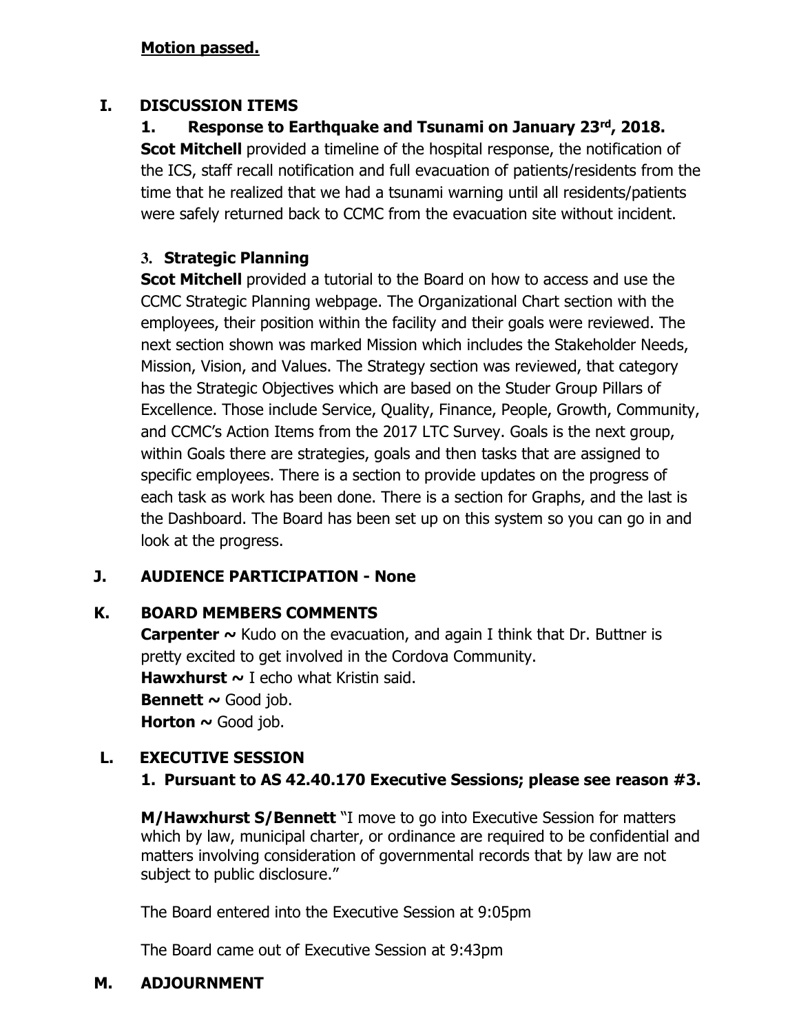**Motion passed.**

## I. DISCUSSION ITEMS

### 1. Response to Earthquake and Tsunami on January 23rd, 2018.

**Scot Mitchell** provided a timeline of the hospital response, the notification of the ICS, staff recall notification and full evacuation of patients/residents from the time that he realized that we had a tsunami warning until all residents/patients were safely returned back to CCMC from the evacuation site without incident.

### 3. Strategic Planning

**Scot Mitchell** provided a tutorial to the Board on how to access and use the CCMC Strategic Planning webpage. The Organizational Chart section with the employees, their position within the facility and their goals were reviewed. The next section shown was marked Mission which includes the Stakeholder Needs, Mission, Vision, and Values. The Strategy section was reviewed, that category has the Strategic Objectives which are based on the Studer Group Pillars of Excellence. Those include Service, Quality, Finance, People, Growth, Community, and CCMC's Action Items from the 2017 LTC Survey. Goals is the next group, within Goals there are strategies, goals and then tasks that are assigned to specific employees. There is a section to provide updates on the progress of each task as work has been done. There is a section for Graphs, and the last is the Dashboard. The Board has been set up on this system so you can go in and look at the progress.

## J. AUDIENCE PARTICIPATION - None

## K. BOARD MEMBERS COMMENTS

**Carpenter ~** Kudo on the evacuation, and again I think that Dr. Buttner is pretty excited to get involved in the Cordova Community.
**Hawxhurst ~** I echo what Kristin said.
**Bennett ~** Good job.
**Horton ~** Good job.

## L. EXECUTIVE SESSION

### 1. Pursuant to AS 42.40.170 Executive Sessions; please see reason #3.

**M/Hawxhurst S/Bennett** "I move to go into Executive Session for matters which by law, municipal charter, or ordinance are required to be confidential and matters involving consideration of governmental records that by law are not subject to public disclosure."

The Board entered into the Executive Session at 9:05pm

The Board came out of Executive Session at 9:43pm

## M. ADJOURNMENT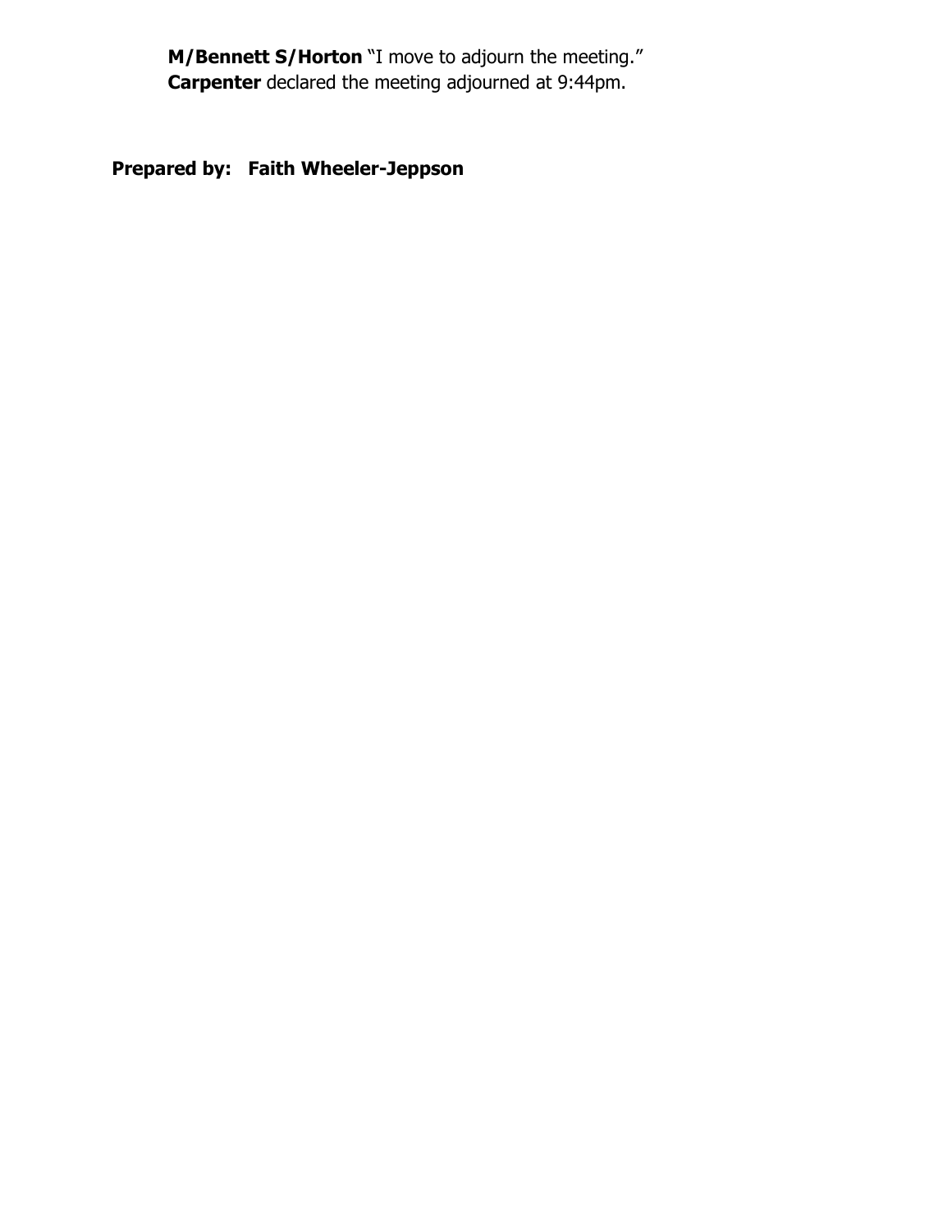**M/Bennett S/Horton** "I move to adjourn the meeting."
**Carpenter** declared the meeting adjourned at 9:44pm.

**Prepared by: Faith Wheeler-Jeppson**